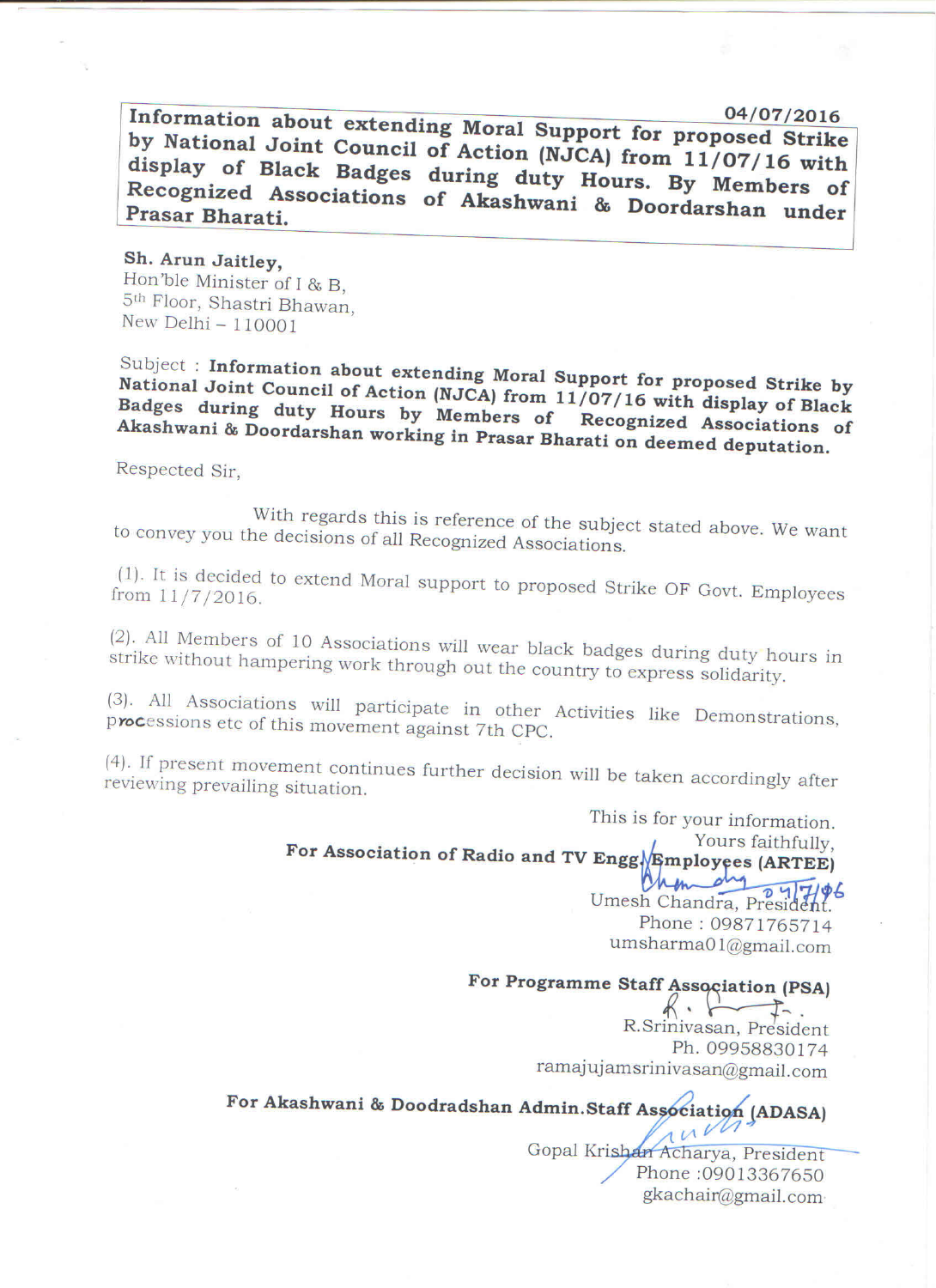04/07/2016

**Information about extending Moral Support for proposed Strike by National Joint Council of Action (NJCA) from 11/07/16 with display of Black Badges during duty Hours. By Members of Recognized Associations of Akashwani & Doordarshan under Prasar Bharati.**

**Sh. Arun Jaitley,**
Hon'ble Minister of I & B,
5th Floor, Shastri Bhawan,
New Delhi – 110001

Subject : **Information about extending Moral Support for proposed Strike by National Joint Council of Action (NJCA) from 11/07/16 with display of Black Badges during duty Hours by Members of Recognized Associations of Akashwani & Doordarshan working in Prasar Bharati on deemed deputation.**

Respected Sir,

With regards this is reference of the subject stated above. We want to convey you the decisions of all Recognized Associations.

(1). It is decided to extend Moral support to proposed Strike OF Govt. Employees from 11/7/2016.

(2). All Members of 10 Associations will wear black badges during duty hours in strike without hampering work through out the country to express solidarity.

(3). All Associations will participate in other Activities like Demonstrations, processions etc of this movement against 7th CPC.

(4). If present movement continues further decision will be taken accordingly after reviewing prevailing situation.

This is for your information.

Yours faithfully,

**For Association of Radio and TV Engg. Employees (ARTEE)**

04/7/16
Umesh Chandra, President.
Phone : 09871765714
umsharma01@gmail.com

**For Programme Staff Association (PSA)**

R.Srinivasan, President
Ph. 09958830174
ramajujamsrinivasan@gmail.com

**For Akashwani & Doodradshan Admin.Staff Association (ADASA)**

Gopal Krishan Acharya, President
Phone :09013367650
gkachair@gmail.com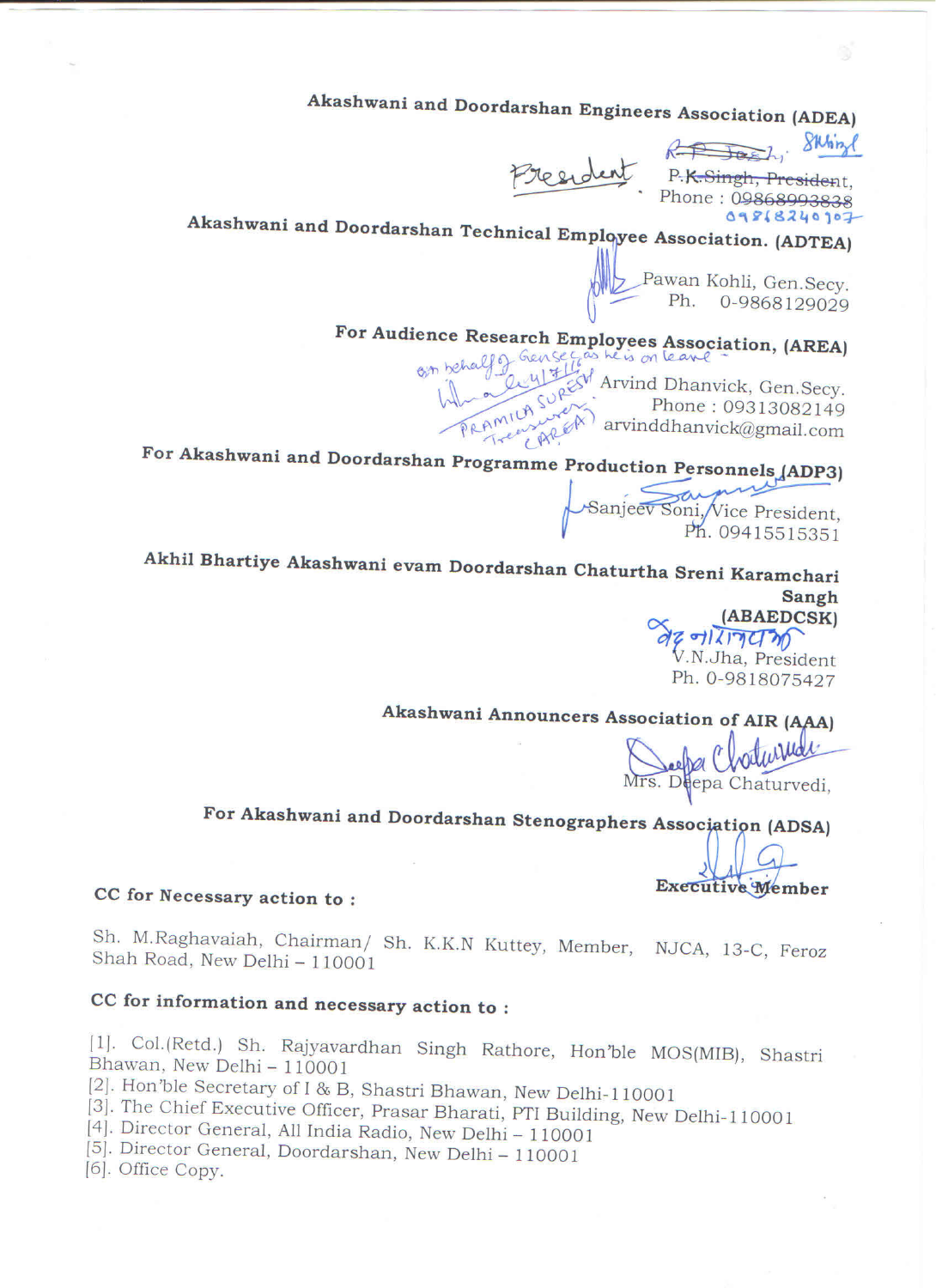**Akashwani and Doordarshan Engineers Association (ADEA)**

President ~~R P Joshi~~, SKSingh
~~P.K.Singh, President~~,
Phone : ~~09868993838~~ 09818240707

**Akashwani and Doordarshan Technical Employee Association. (ADTEA)**

Pawan Kohli, Gen.Secy.
Ph. 0-9868129029

**For Audience Research Employees Association, (AREA)**

On behalf of Gen Secy as he is on leave
(PRAMILA SURESH Treasurer (AREA))
Arvind Dhanvick, Gen.Secy.
Phone : 09313082149
arvinddhanvick@gmail.com

**For Akashwani and Doordarshan Programme Production Personnels (ADP3)**

Sanjeev Soni, Vice President,
Ph. 09415515351

**Akhil Bhartiye Akashwani evam Doordarshan Chaturtha Sreni Karamchari Sangh (ABAEDCSK)**

V.N.Jha, President
Ph. 0-9818075427

**Akashwani Announcers Association of AIR (AAA)**

Mrs. Deepa Chaturvedi,

**For Akashwani and Doordarshan Stenographers Association (ADSA)**

**Executive Member**

**CC for Necessary action to :**

Sh. M.Raghavaiah, Chairman/ Sh. K.K.N Kuttey, Member, NJCA, 13-C, Feroz Shah Road, New Delhi – 110001

**CC for information and necessary action to :**

[1]. Col.(Retd.) Sh. Rajyavardhan Singh Rathore, Hon'ble MOS(MIB), Shastri Bhawan, New Delhi – 110001
[2]. Hon'ble Secretary of I & B, Shastri Bhawan, New Delhi-110001
[3]. The Chief Executive Officer, Prasar Bharati, PTI Building, New Delhi-110001
[4]. Director General, All India Radio, New Delhi – 110001
[5]. Director General, Doordarshan, New Delhi – 110001
[6]. Office Copy.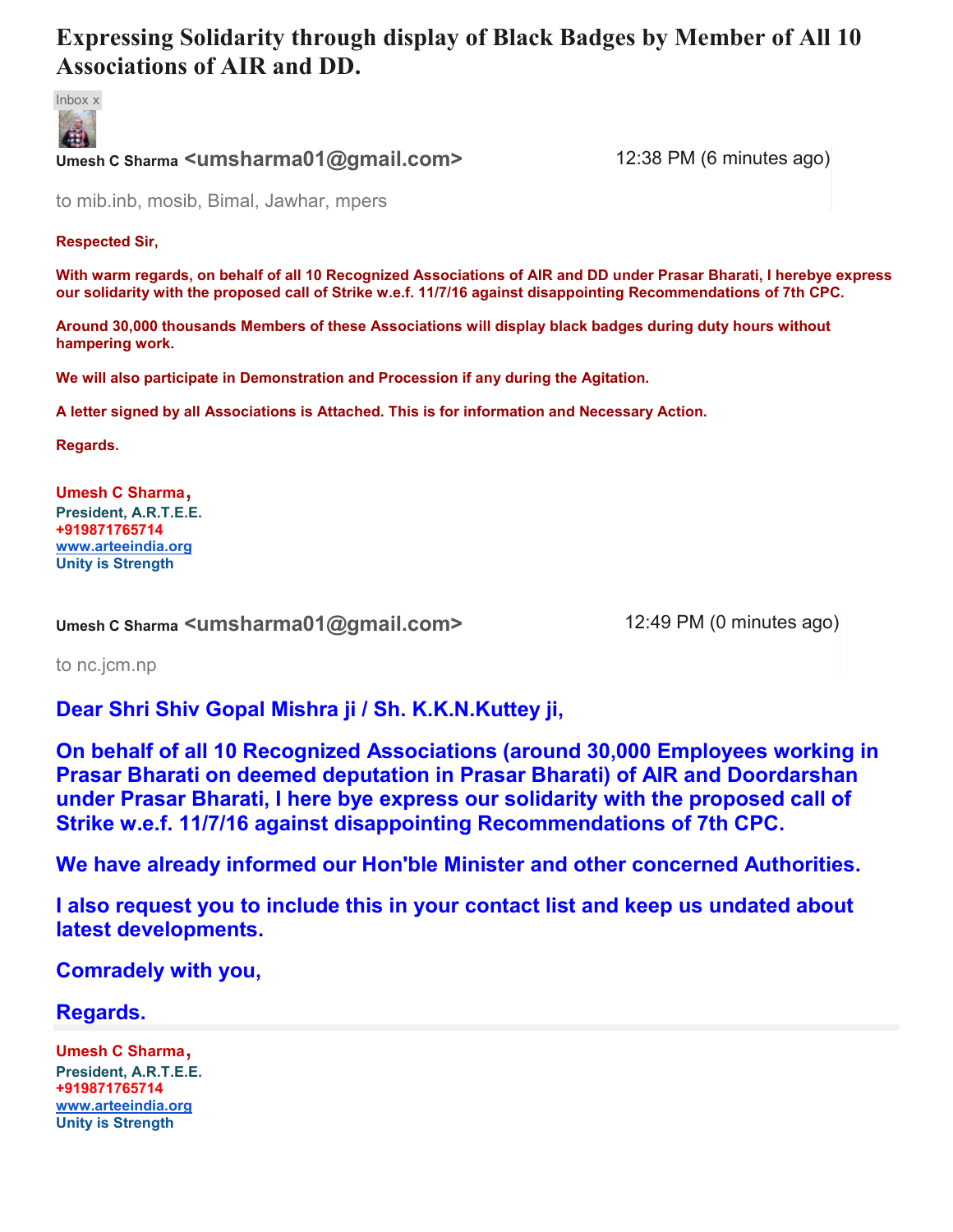# Expressing Solidarity through display of Black Badges by Member of All 10 Associations of AIR and DD.

Inbox x

**Umesh C Sharma** <umsharma01@gmail.com> 12:38 PM (6 minutes ago)

to mib.inb, mosib, Bimal, Jawhar, mpers

**Respected Sir,**

**With warm regards, on behalf of all 10 Recognized Associations of AIR and DD under Prasar Bharati, I herebye express our solidarity with the proposed call of Strike w.e.f. 11/7/16 against disappointing Recommendations of 7th CPC.**

**Around 30,000 thousands Members of these Associations will display black badges during duty hours without hampering work.**

**We will also participate in Demonstration and Procession if any during the Agitation.**

**A letter signed by all Associations is Attached. This is for information and Necessary Action.**

**Regards.**

**Umesh C Sharma,**
**President, A.R.T.E.E.**
**+919871765714**
**www.arteeindia.org**
**Unity is Strength**

**Umesh C Sharma** <umsharma01@gmail.com> 12:49 PM (0 minutes ago)

to nc.jcm.np

**Dear Shri Shiv Gopal Mishra ji / Sh. K.K.N.Kuttey ji,**

**On behalf of all 10 Recognized Associations (around 30,000 Employees working in Prasar Bharati on deemed deputation in Prasar Bharati) of AIR and Doordarshan under Prasar Bharati, I here bye express our solidarity with the proposed call of Strike w.e.f. 11/7/16 against disappointing Recommendations of 7th CPC.**

**We have already informed our Hon'ble Minister and other concerned Authorities.**

**I also request you to include this in your contact list and keep us undated about latest developments.**

**Comradely with you,**

**Regards.**

**Umesh C Sharma,**
**President, A.R.T.E.E.**
**+919871765714**
**www.arteeindia.org**
**Unity is Strength**